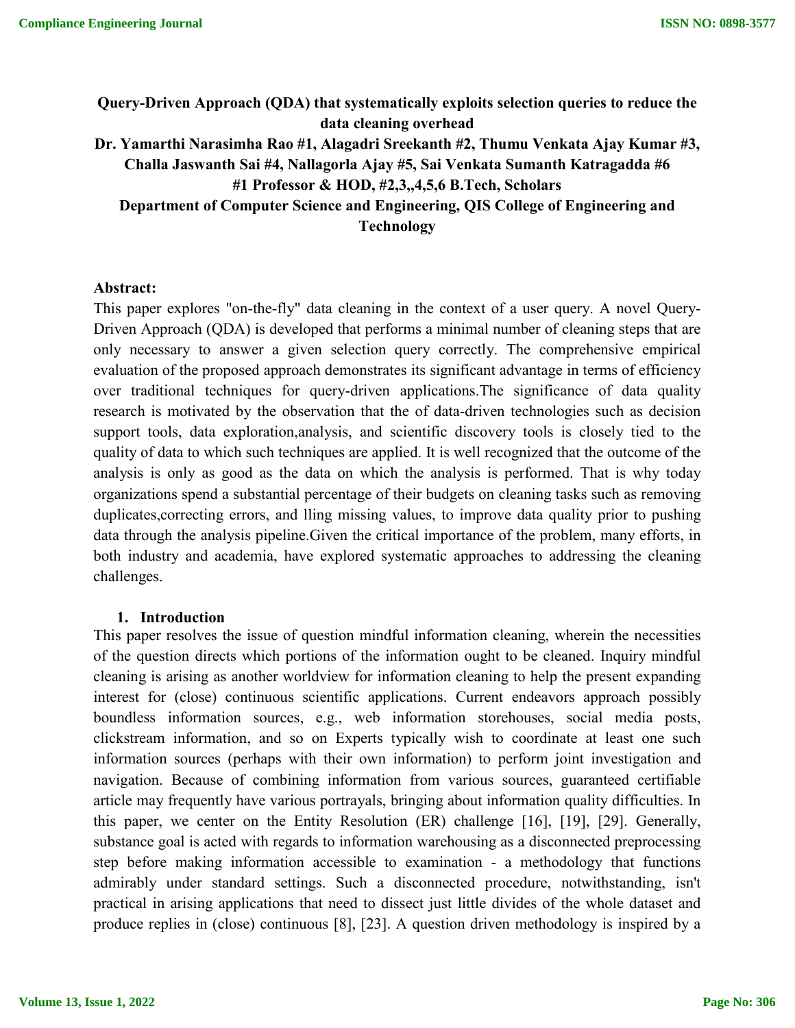# Query-Driven Approach (QDA) that systematically exploits selection queries to reduce the data cleaning overhead

**Dr. Yamarthi Narasimha Rao #1, Alagadri Sreekanth #2, Thumu Venkata Ajay Kumar #3, Challa Jaswanth Sai #4, Nallagorla Ajay #5, Sai Venkata Sumanth Katragadda #6**

**#1 Professor & HOD, #2,3,,4,5,6 B.Tech, Scholars**

**Department of Computer Science and Engineering, QIS College of Engineering and Technology**

**Abstract:**

This paper explores "on-the-fly" data cleaning in the context of a user query. A novel Query-Driven Approach (QDA) is developed that performs a minimal number of cleaning steps that are only necessary to answer a given selection query correctly. The comprehensive empirical evaluation of the proposed approach demonstrates its significant advantage in terms of efficiency over traditional techniques for query-driven applications.The significance of data quality research is motivated by the observation that the of data-driven technologies such as decision support tools, data exploration,analysis, and scientific discovery tools is closely tied to the quality of data to which such techniques are applied. It is well recognized that the outcome of the analysis is only as good as the data on which the analysis is performed. That is why today organizations spend a substantial percentage of their budgets on cleaning tasks such as removing duplicates,correcting errors, and lling missing values, to improve data quality prior to pushing data through the analysis pipeline.Given the critical importance of the problem, many efforts, in both industry and academia, have explored systematic approaches to addressing the cleaning challenges.

## 1. Introduction

This paper resolves the issue of question mindful information cleaning, wherein the necessities of the question directs which portions of the information ought to be cleaned. Inquiry mindful cleaning is arising as another worldview for information cleaning to help the present expanding interest for (close) continuous scientific applications. Current endeavors approach possibly boundless information sources, e.g., web information storehouses, social media posts, clickstream information, and so on Experts typically wish to coordinate at least one such information sources (perhaps with their own information) to perform joint investigation and navigation. Because of combining information from various sources, guaranteed certifiable article may frequently have various portrayals, bringing about information quality difficulties. In this paper, we center on the Entity Resolution (ER) challenge [16], [19], [29]. Generally, substance goal is acted with regards to information warehousing as a disconnected preprocessing step before making information accessible to examination - a methodology that functions admirably under standard settings. Such a disconnected procedure, notwithstanding, isn't practical in arising applications that need to dissect just little divides of the whole dataset and produce replies in (close) continuous [8], [23]. A question driven methodology is inspired by a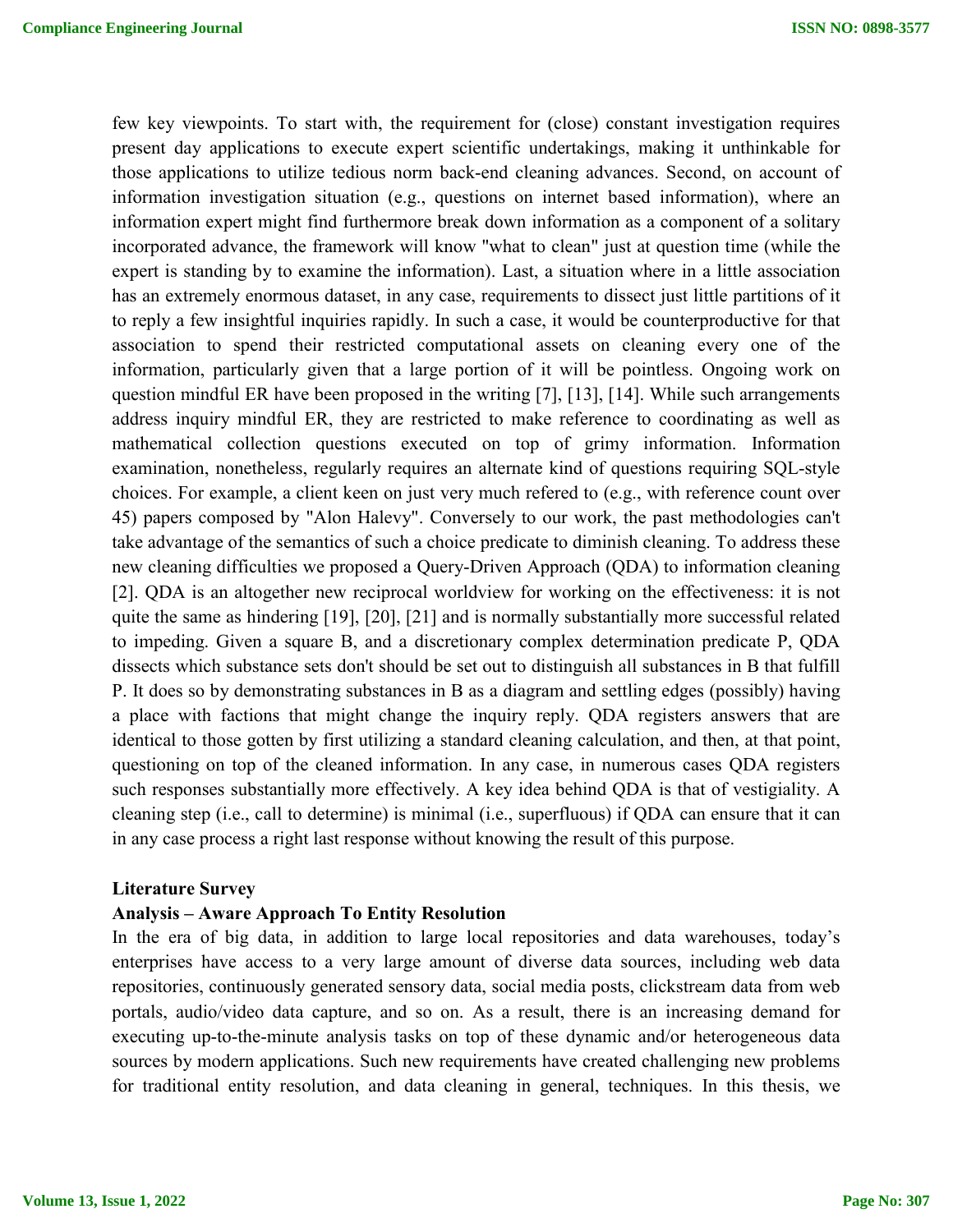few key viewpoints. To start with, the requirement for (close) constant investigation requires present day applications to execute expert scientific undertakings, making it unthinkable for those applications to utilize tedious norm back-end cleaning advances. Second, on account of information investigation situation (e.g., questions on internet based information), where an information expert might find furthermore break down information as a component of a solitary incorporated advance, the framework will know "what to clean" just at question time (while the expert is standing by to examine the information). Last, a situation where in a little association has an extremely enormous dataset, in any case, requirements to dissect just little partitions of it to reply a few insightful inquiries rapidly. In such a case, it would be counterproductive for that association to spend their restricted computational assets on cleaning every one of the information, particularly given that a large portion of it will be pointless. Ongoing work on question mindful ER have been proposed in the writing [7], [13], [14]. While such arrangements address inquiry mindful ER, they are restricted to make reference to coordinating as well as mathematical collection questions executed on top of grimy information. Information examination, nonetheless, regularly requires an alternate kind of questions requiring SQL-style choices. For example, a client keen on just very much refered to (e.g., with reference count over 45) papers composed by "Alon Halevy". Conversely to our work, the past methodologies can't take advantage of the semantics of such a choice predicate to diminish cleaning. To address these new cleaning difficulties we proposed a Query-Driven Approach (QDA) to information cleaning [2]. QDA is an altogether new reciprocal worldview for working on the effectiveness: it is not quite the same as hindering [19], [20], [21] and is normally substantially more successful related to impeding. Given a square B, and a discretionary complex determination predicate P, QDA dissects which substance sets don't should be set out to distinguish all substances in B that fulfill P. It does so by demonstrating substances in B as a diagram and settling edges (possibly) having a place with factions that might change the inquiry reply. QDA registers answers that are identical to those gotten by first utilizing a standard cleaning calculation, and then, at that point, questioning on top of the cleaned information. In any case, in numerous cases QDA registers such responses substantially more effectively. A key idea behind QDA is that of vestigiality. A cleaning step (i.e., call to determine) is minimal (i.e., superfluous) if QDA can ensure that it can in any case process a right last response without knowing the result of this purpose.

**Literature Survey**

**Analysis – Aware Approach To Entity Resolution**

In the era of big data, in addition to large local repositories and data warehouses, today's enterprises have access to a very large amount of diverse data sources, including web data repositories, continuously generated sensory data, social media posts, clickstream data from web portals, audio/video data capture, and so on. As a result, there is an increasing demand for executing up-to-the-minute analysis tasks on top of these dynamic and/or heterogeneous data sources by modern applications. Such new requirements have created challenging new problems for traditional entity resolution, and data cleaning in general, techniques. In this thesis, we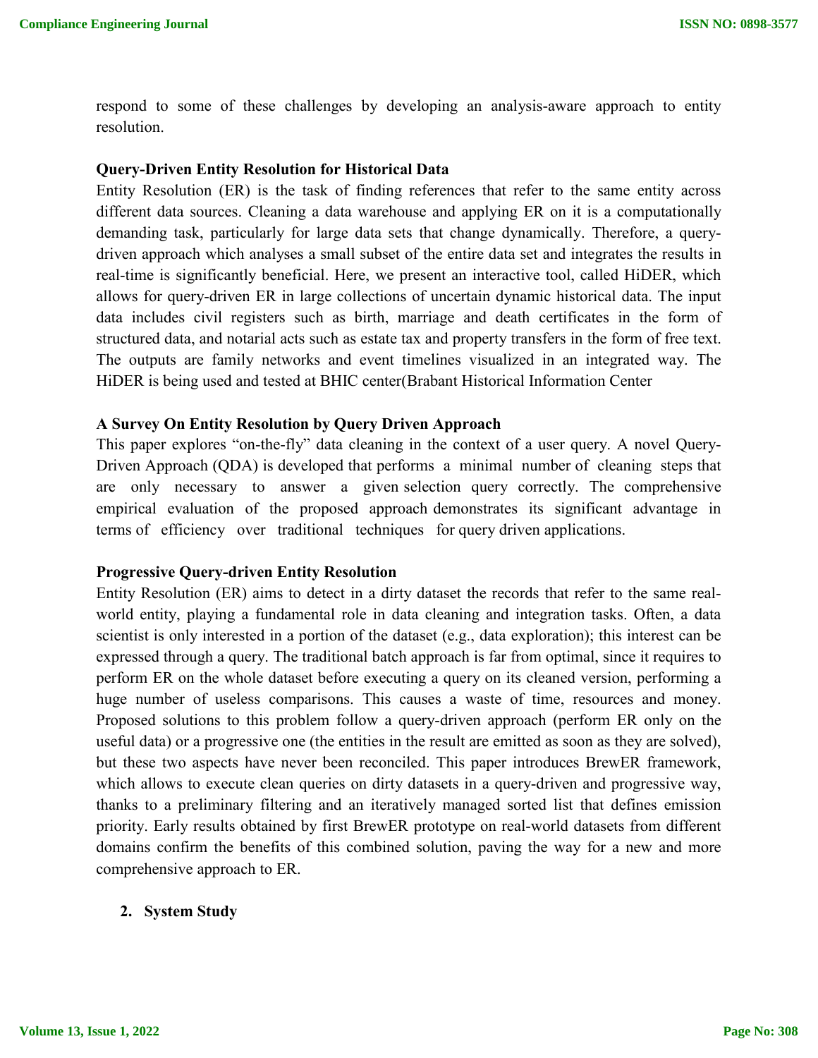respond to some of these challenges by developing an analysis-aware approach to entity resolution.

**Query-Driven Entity Resolution for Historical Data**

Entity Resolution (ER) is the task of finding references that refer to the same entity across different data sources. Cleaning a data warehouse and applying ER on it is a computationally demanding task, particularly for large data sets that change dynamically. Therefore, a query-driven approach which analyses a small subset of the entire data set and integrates the results in real-time is significantly beneficial. Here, we present an interactive tool, called HiDER, which allows for query-driven ER in large collections of uncertain dynamic historical data. The input data includes civil registers such as birth, marriage and death certificates in the form of structured data, and notarial acts such as estate tax and property transfers in the form of free text. The outputs are family networks and event timelines visualized in an integrated way. The HiDER is being used and tested at BHIC center(Brabant Historical Information Center

**A Survey On Entity Resolution by Query Driven Approach**

This paper explores "on-the-fly" data cleaning in the context of a user query. A novel Query-Driven Approach (QDA) is developed that performs a minimal number of cleaning steps that are only necessary to answer a given selection query correctly. The comprehensive empirical evaluation of the proposed approach demonstrates its significant advantage in terms of efficiency over traditional techniques for query driven applications.

**Progressive Query-driven Entity Resolution**

Entity Resolution (ER) aims to detect in a dirty dataset the records that refer to the same real-world entity, playing a fundamental role in data cleaning and integration tasks. Often, a data scientist is only interested in a portion of the dataset (e.g., data exploration); this interest can be expressed through a query. The traditional batch approach is far from optimal, since it requires to perform ER on the whole dataset before executing a query on its cleaned version, performing a huge number of useless comparisons. This causes a waste of time, resources and money. Proposed solutions to this problem follow a query-driven approach (perform ER only on the useful data) or a progressive one (the entities in the result are emitted as soon as they are solved), but these two aspects have never been reconciled. This paper introduces BrewER framework, which allows to execute clean queries on dirty datasets in a query-driven and progressive way, thanks to a preliminary filtering and an iteratively managed sorted list that defines emission priority. Early results obtained by first BrewER prototype on real-world datasets from different domains confirm the benefits of this combined solution, paving the way for a new and more comprehensive approach to ER.

## 2. System Study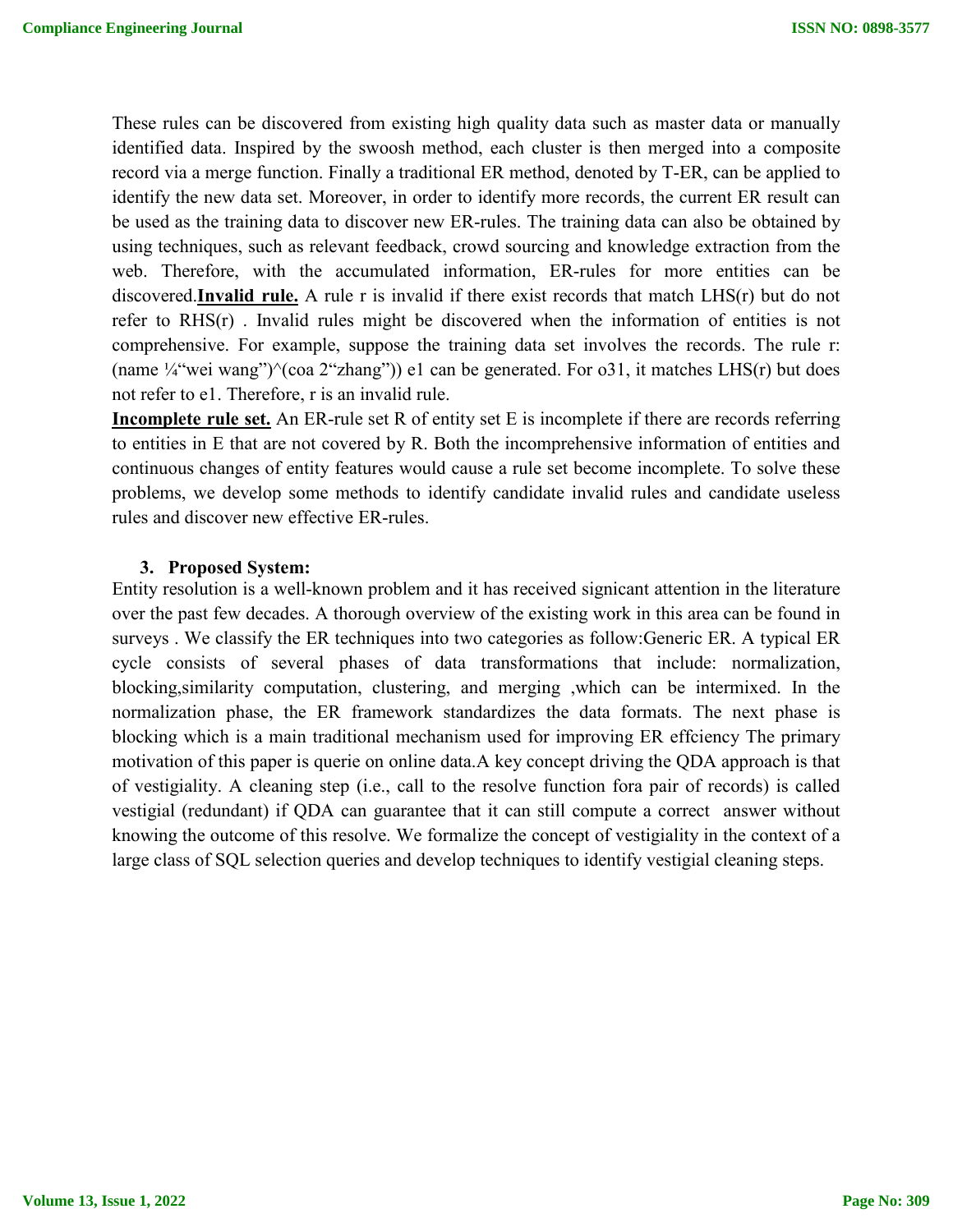These rules can be discovered from existing high quality data such as master data or manually identified data. Inspired by the swoosh method, each cluster is then merged into a composite record via a merge function. Finally a traditional ER method, denoted by T-ER, can be applied to identify the new data set. Moreover, in order to identify more records, the current ER result can be used as the training data to discover new ER-rules. The training data can also be obtained by using techniques, such as relevant feedback, crowd sourcing and knowledge extraction from the web. Therefore, with the accumulated information, ER-rules for more entities can be discovered.**Invalid rule.** A rule r is invalid if there exist records that match LHS(r) but do not refer to RHS(r) . Invalid rules might be discovered when the information of entities is not comprehensive. For example, suppose the training data set involves the records. The rule r: (name ¼"wei wang")^(coa 2"zhang")) e1 can be generated. For o31, it matches LHS(r) but does not refer to e1. Therefore, r is an invalid rule.

**Incomplete rule set.** An ER-rule set R of entity set E is incomplete if there are records referring to entities in E that are not covered by R. Both the incomprehensive information of entities and continuous changes of entity features would cause a rule set become incomplete. To solve these problems, we develop some methods to identify candidate invalid rules and candidate useless rules and discover new effective ER-rules.

## 3. Proposed System:

Entity resolution is a well-known problem and it has received signicant attention in the literature over the past few decades. A thorough overview of the existing work in this area can be found in surveys . We classify the ER techniques into two categories as follow:Generic ER. A typical ER cycle consists of several phases of data transformations that include: normalization, blocking,similarity computation, clustering, and merging ,which can be intermixed. In the normalization phase, the ER framework standardizes the data formats. The next phase is blocking which is a main traditional mechanism used for improving ER effciency The primary motivation of this paper is querie on online data.A key concept driving the QDA approach is that of vestigiality. A cleaning step (i.e., call to the resolve function fora pair of records) is called vestigial (redundant) if QDA can guarantee that it can still compute a correct answer without knowing the outcome of this resolve. We formalize the concept of vestigiality in the context of a large class of SQL selection queries and develop techniques to identify vestigial cleaning steps.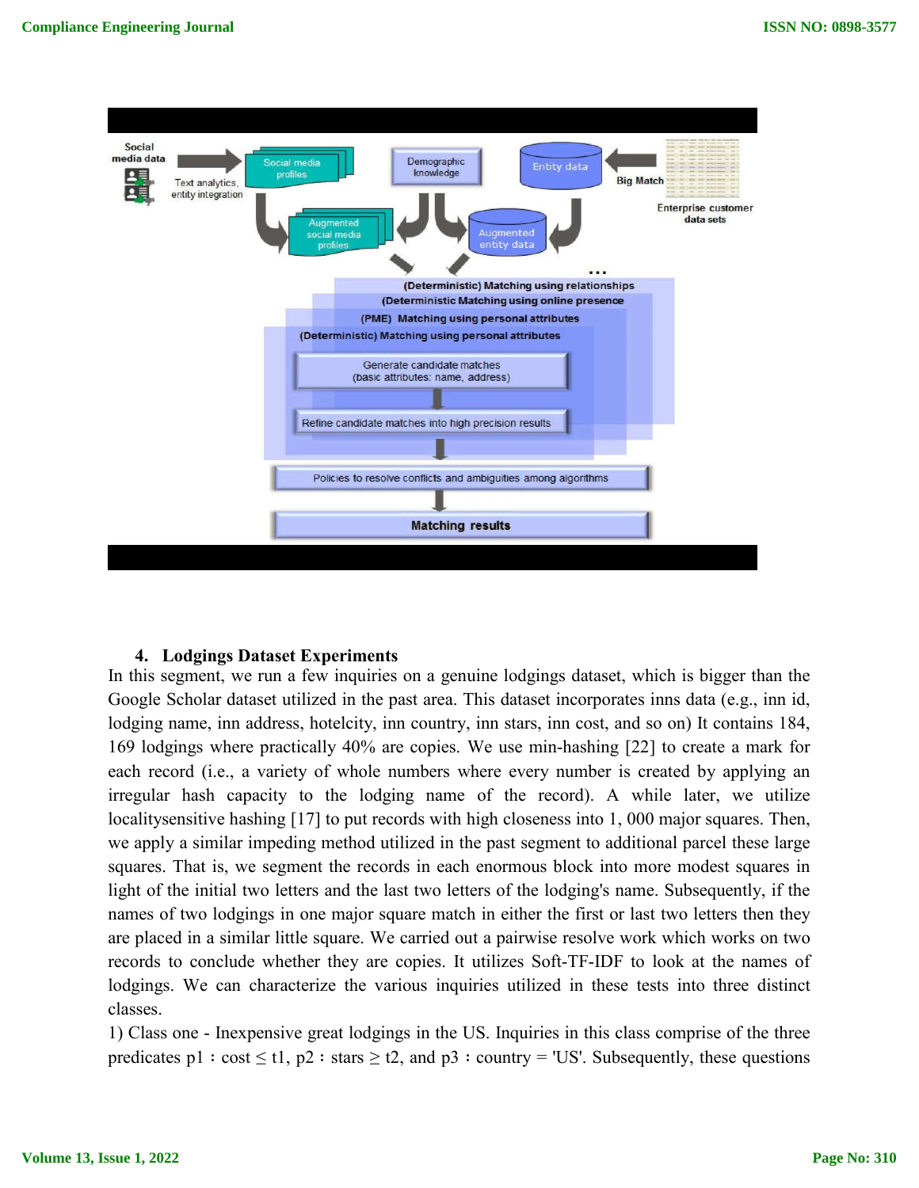## 4. Lodgings Dataset Experiments

In this segment, we run a few inquiries on a genuine lodgings dataset, which is bigger than the Google Scholar dataset utilized in the past area. This dataset incorporates inns data (e.g., inn id, lodging name, inn address, hotelcity, inn country, inn stars, inn cost, and so on) It contains 184, 169 lodgings where practically 40% are copies. We use min-hashing [22] to create a mark for each record (i.e., a variety of whole numbers where every number is created by applying an irregular hash capacity to the lodging name of the record). A while later, we utilize localitysensitive hashing [17] to put records with high closeness into 1, 000 major squares. Then, we apply a similar impeding method utilized in the past segment to additional parcel these large squares. That is, we segment the records in each enormous block into more modest squares in light of the initial two letters and the last two letters of the lodging's name. Subsequently, if the names of two lodgings in one major square match in either the first or last two letters then they are placed in a similar little square. We carried out a pairwise resolve work which works on two records to conclude whether they are copies. It utilizes Soft-TF-IDF to look at the names of lodgings. We can characterize the various inquiries utilized in these tests into three distinct classes.

1) Class one - Inexpensive great lodgings in the US. Inquiries in this class comprise of the three predicates $p1 : cost \leq t1$, $p2 : stars \geq t2$, and $p3 : country =$ 'US'. Subsequently, these questions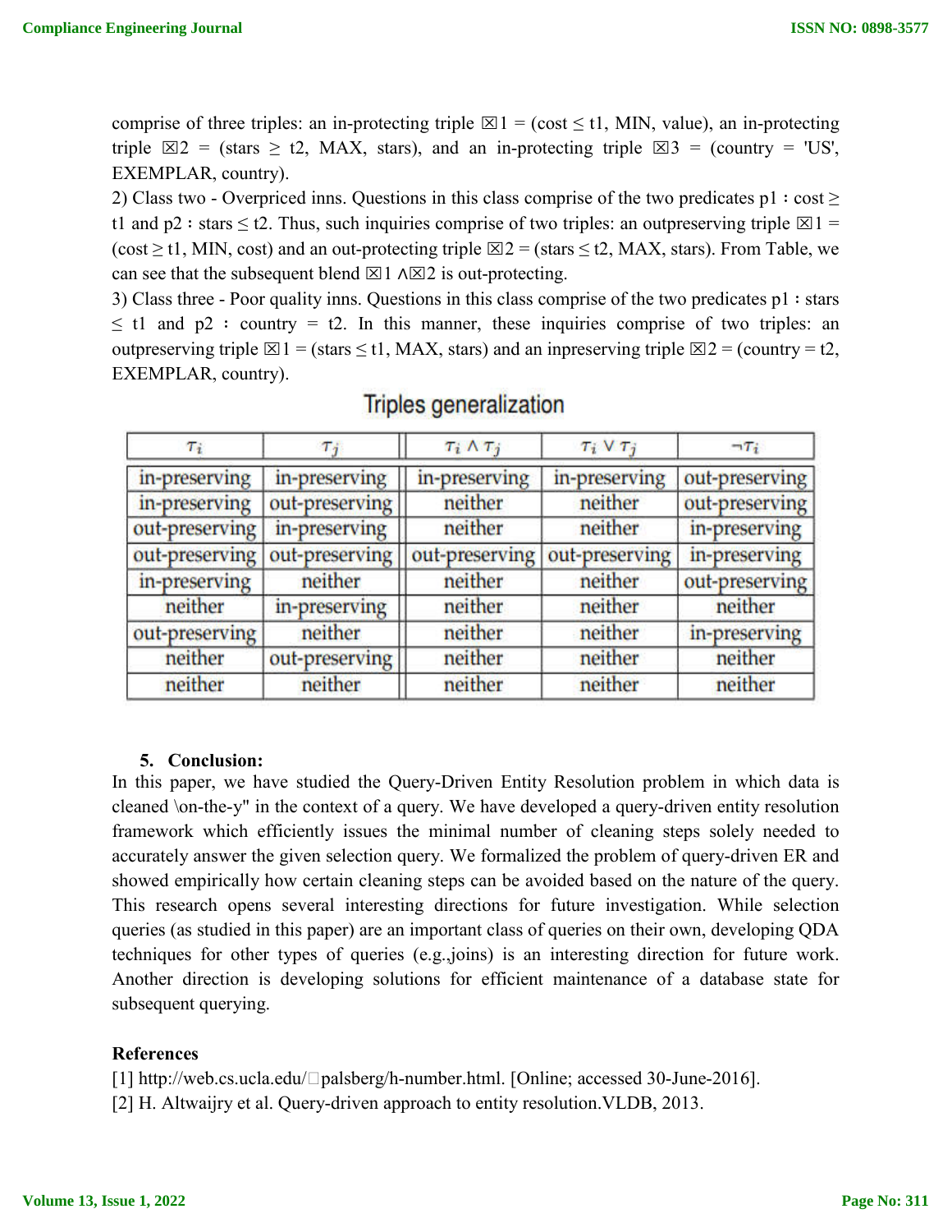comprise of three triples: an in-protecting triple ☒1 = (cost ≤ t1, MIN, value), an in-protecting triple ☒2 = (stars ≥ t2, MAX, stars), and an in-protecting triple ☒3 = (country = 'US', EXEMPLAR, country).

2) Class two - Overpriced inns. Questions in this class comprise of the two predicates p1 : cost ≥ t1 and p2 : stars ≤ t2. Thus, such inquiries comprise of two triples: an outpreserving triple ☒1 = (cost ≥ t1, MIN, cost) and an out-protecting triple ☒2 = (stars ≤ t2, MAX, stars). From Table, we can see that the subsequent blend ☒1 ∧☒2 is out-protecting.

3) Class three - Poor quality inns. Questions in this class comprise of the two predicates p1 : stars ≤ t1 and p2 : country = t2. In this manner, these inquiries comprise of two triples: an outpreserving triple ☒1 = (stars ≤ t1, MAX, stars) and an inpreserving triple ☒2 = (country = t2, EXEMPLAR, country).

Triples generalization

| $\tau_i$ | $\tau_j$ | $\tau_i \wedge \tau_j$ | $\tau_i \vee \tau_j$ | $\neg\tau_i$ |
|---|---|---|---|---|
| in-preserving | in-preserving | in-preserving | in-preserving | out-preserving |
| in-preserving | out-preserving | neither | neither | out-preserving |
| out-preserving | in-preserving | neither | neither | in-preserving |
| out-preserving | out-preserving | out-preserving | out-preserving | in-preserving |
| in-preserving | neither | neither | neither | out-preserving |
| neither | in-preserving | neither | neither | neither |
| out-preserving | neither | neither | neither | in-preserving |
| neither | out-preserving | neither | neither | neither |
| neither | neither | neither | neither | neither |

## 5. Conclusion:

In this paper, we have studied the Query-Driven Entity Resolution problem in which data is cleaned \on-the-y" in the context of a query. We have developed a query-driven entity resolution framework which efficiently issues the minimal number of cleaning steps solely needed to accurately answer the given selection query. We formalized the problem of query-driven ER and showed empirically how certain cleaning steps can be avoided based on the nature of the query. This research opens several interesting directions for future investigation. While selection queries (as studied in this paper) are an important class of queries on their own, developing QDA techniques for other types of queries (e.g.,joins) is an interesting direction for future work. Another direction is developing solutions for efficient maintenance of a database state for subsequent querying.

**References**

[1] http://web.cs.ucla.edu/□palsberg/h-number.html. [Online; accessed 30-June-2016].

[2] H. Altwaijry et al. Query-driven approach to entity resolution.VLDB, 2013.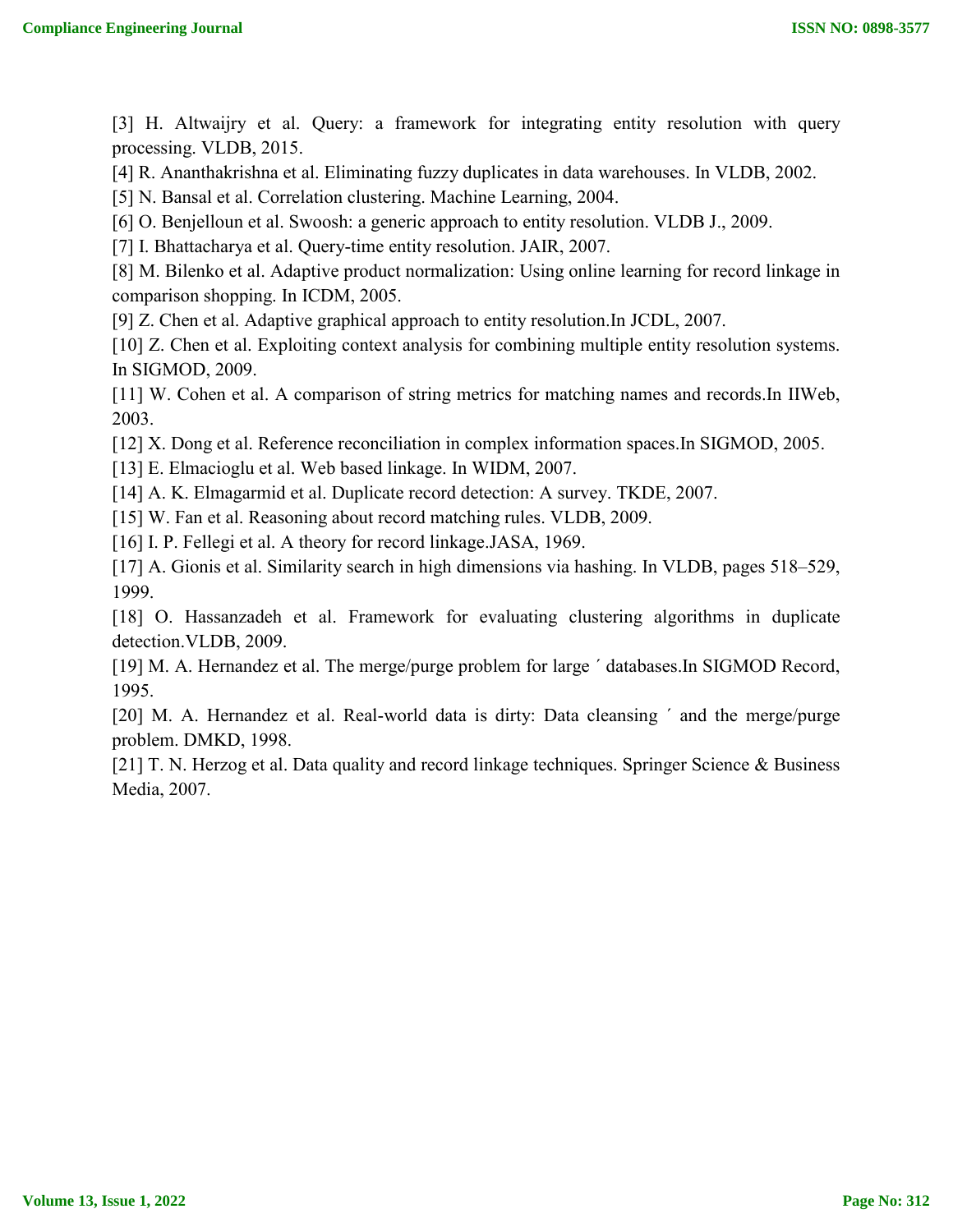[3] H. Altwaijry et al. Query: a framework for integrating entity resolution with query processing. VLDB, 2015.

[4] R. Ananthakrishna et al. Eliminating fuzzy duplicates in data warehouses. In VLDB, 2002.

[5] N. Bansal et al. Correlation clustering. Machine Learning, 2004.

[6] O. Benjelloun et al. Swoosh: a generic approach to entity resolution. VLDB J., 2009.

[7] I. Bhattacharya et al. Query-time entity resolution. JAIR, 2007.

[8] M. Bilenko et al. Adaptive product normalization: Using online learning for record linkage in comparison shopping. In ICDM, 2005.

[9] Z. Chen et al. Adaptive graphical approach to entity resolution.In JCDL, 2007.

[10] Z. Chen et al. Exploiting context analysis for combining multiple entity resolution systems. In SIGMOD, 2009.

[11] W. Cohen et al. A comparison of string metrics for matching names and records.In IIWeb, 2003.

[12] X. Dong et al. Reference reconciliation in complex information spaces.In SIGMOD, 2005.

[13] E. Elmacioglu et al. Web based linkage. In WIDM, 2007.

[14] A. K. Elmagarmid et al. Duplicate record detection: A survey. TKDE, 2007.

[15] W. Fan et al. Reasoning about record matching rules. VLDB, 2009.

[16] I. P. Fellegi et al. A theory for record linkage.JASA, 1969.

[17] A. Gionis et al. Similarity search in high dimensions via hashing. In VLDB, pages 518–529, 1999.

[18] O. Hassanzadeh et al. Framework for evaluating clustering algorithms in duplicate detection.VLDB, 2009.

[19] M. A. Hernandez et al. The merge/purge problem for large ´ databases.In SIGMOD Record, 1995.

[20] M. A. Hernandez et al. Real-world data is dirty: Data cleansing ´ and the merge/purge problem. DMKD, 1998.

[21] T. N. Herzog et al. Data quality and record linkage techniques. Springer Science & Business Media, 2007.